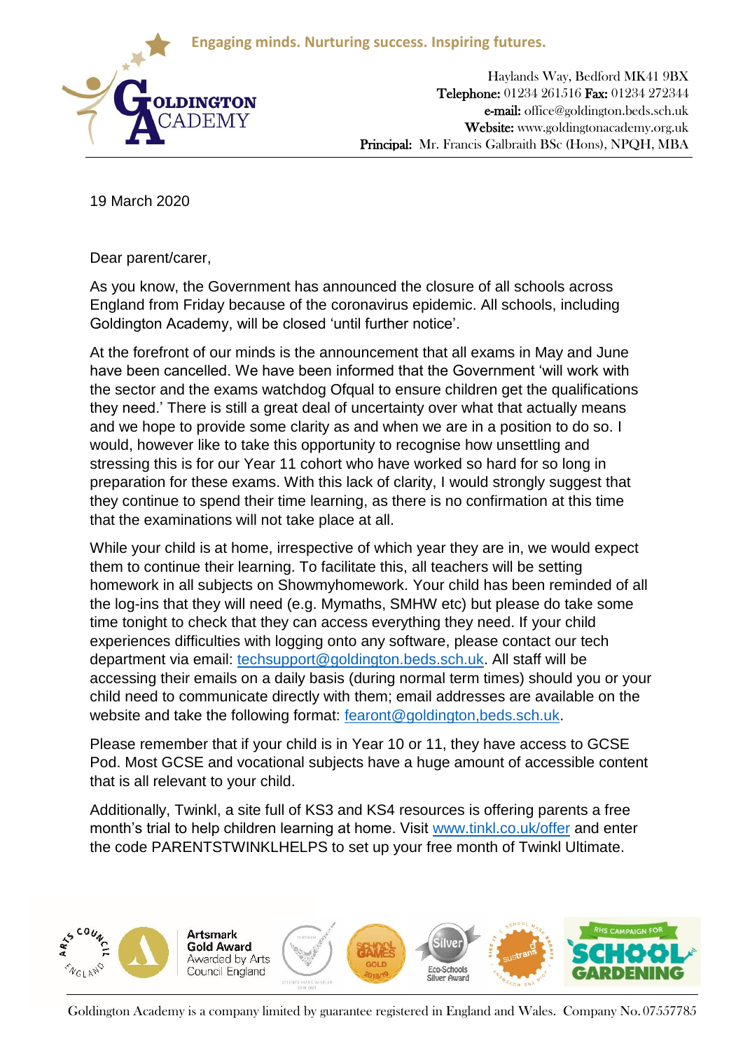Engaging minds. Nurturing success. Inspiring futures.

**GOLDINGTON ACADEMY**

Haylands Way, Bedford MK41 9BX
**Telephone:** 01234 261516 **Fax:** 01234 272344
**e-mail:** office@goldington.beds.sch.uk
**Website:** www.goldingtonacademy.org.uk
**Principal:** Mr. Francis Galbraith BSc (Hons), NPQH, MBA

19 March 2020

Dear parent/carer,

As you know, the Government has announced the closure of all schools across England from Friday because of the coronavirus epidemic. All schools, including Goldington Academy, will be closed 'until further notice'.

At the forefront of our minds is the announcement that all exams in May and June have been cancelled. We have been informed that the Government 'will work with the sector and the exams watchdog Ofqual to ensure children get the qualifications they need.' There is still a great deal of uncertainty over what that actually means and we hope to provide some clarity as and when we are in a position to do so. I would, however like to take this opportunity to recognise how unsettling and stressing this is for our Year 11 cohort who have worked so hard for so long in preparation for these exams. With this lack of clarity, I would strongly suggest that they continue to spend their time learning, as there is no confirmation at this time that the examinations will not take place at all.

While your child is at home, irrespective of which year they are in, we would expect them to continue their learning. To facilitate this, all teachers will be setting homework in all subjects on Showmyhomework. Your child has been reminded of all the log-ins that they will need (e.g. Mymaths, SMHW etc) but please do take some time tonight to check that they can access everything they need. If your child experiences difficulties with logging onto any software, please contact our tech department via email: techsupport@goldington.beds.sch.uk. All staff will be accessing their emails on a daily basis (during normal term times) should you or your child need to communicate directly with them; email addresses are available on the website and take the following format: fearont@goldington,beds.sch.uk.

Please remember that if your child is in Year 10 or 11, they have access to GCSE Pod. Most GCSE and vocational subjects have a huge amount of accessible content that is all relevant to your child.

Additionally, Twinkl, a site full of KS3 and KS4 resources is offering parents a free month's trial to help children learning at home. Visit www.tinkl.co.uk/offer and enter the code PARENTSTWINKLHELPS to set up your free month of Twinkl Ultimate.

Artsmark Gold Award
Awarded by Arts Council England

Goldington Academy is a company limited by guarantee registered in England and Wales. Company No. 07557785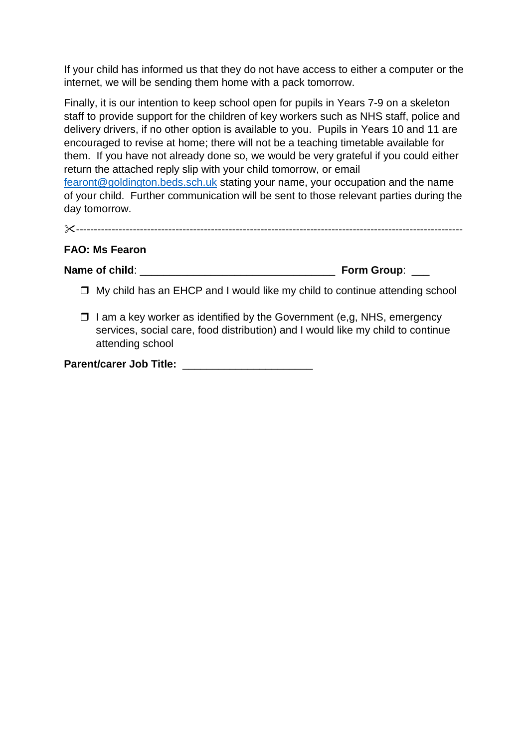If your child has informed us that they do not have access to either a computer or the internet, we will be sending them home with a pack tomorrow.

Finally, it is our intention to keep school open for pupils in Years 7-9 on a skeleton staff to provide support for the children of key workers such as NHS staff, police and delivery drivers, if no other option is available to you. Pupils in Years 10 and 11 are encouraged to revise at home; there will not be a teaching timetable available for them. If you have not already done so, we would be very grateful if you could either return the attached reply slip with your child tomorrow, or email fearont@goldington.beds.sch.uk stating your name, your occupation and the name of your child. Further communication will be sent to those relevant parties during the day tomorrow.

✂-----------------------------------------------------------------------------------------------------------

**FAO: Ms Fearon**

**Name of child**: ________________________________ **Form Group**: ___

- ❒ My child has an EHCP and I would like my child to continue attending school
- ❒ I am a key worker as identified by the Government (e,g, NHS, emergency services, social care, food distribution) and I would like my child to continue attending school

**Parent/carer Job Title:** _____________________